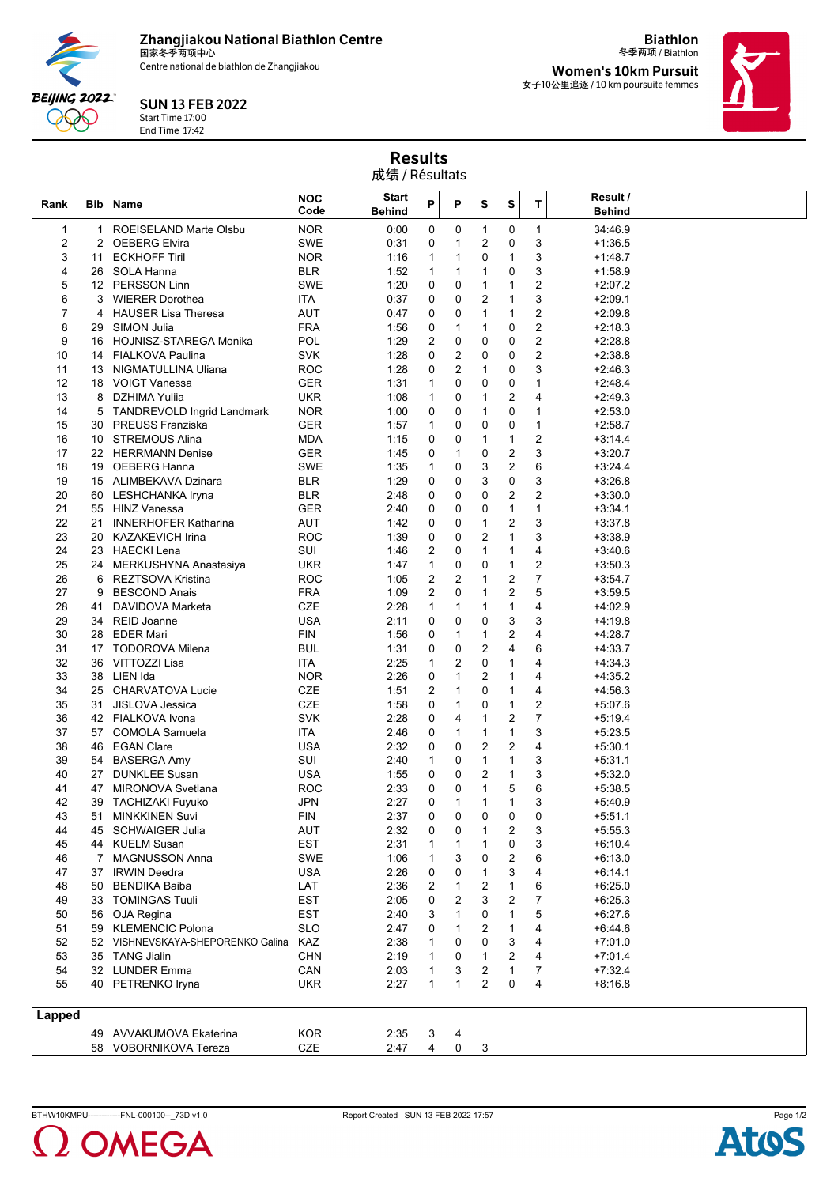# Zhangjiakou National Biathlon Centre

国家冬季两项中心

Centre national de biathlon de Zhangjiakou

**Biathlon**

冬季两项 / Biathlon

**Women's 10km Pursuit**

女子10公里追逐 / 10 km poursuite femmes

**SUN 13 FEB 2022**

Start Time 17:00

End Time 17:42

## Results

成绩 / Résultats

| Rank | Bib | Name | NOC Code | Start Behind | P | P | S | S | T | Result / Behind |
|---|---|---|---|---|---|---|---|---|---|---|
| 1 | 1 | ROEISELAND Marte Olsbu | NOR | 0:00 | 0 | 0 | 1 | 0 | 1 | 34:46.9 |
| 2 | 2 | OEBERG Elvira | SWE | 0:31 | 0 | 1 | 2 | 0 | 3 | +1:36.5 |
| 3 | 11 | ECKHOFF Tiril | NOR | 1:16 | 1 | 1 | 0 | 1 | 3 | +1:48.7 |
| 4 | 26 | SOLA Hanna | BLR | 1:52 | 1 | 1 | 1 | 0 | 3 | +1:58.9 |
| 5 | 12 | PERSSON Linn | SWE | 1:20 | 0 | 0 | 1 | 1 | 2 | +2:07.2 |
| 6 | 3 | WIERER Dorothea | ITA | 0:37 | 0 | 0 | 2 | 1 | 3 | +2:09.1 |
| 7 | 4 | HAUSER Lisa Theresa | AUT | 0:47 | 0 | 0 | 1 | 1 | 2 | +2:09.8 |
| 8 | 29 | SIMON Julia | FRA | 1:56 | 0 | 1 | 1 | 0 | 2 | +2:18.3 |
| 9 | 16 | HOJNISZ-STAREGA Monika | POL | 1:29 | 2 | 0 | 0 | 0 | 2 | +2:28.8 |
| 10 | 14 | FIALKOVA Paulina | SVK | 1:28 | 0 | 2 | 0 | 0 | 2 | +2:38.8 |
| 11 | 13 | NIGMATULLINA Uliana | ROC | 1:28 | 0 | 2 | 1 | 0 | 3 | +2:46.3 |
| 12 | 18 | VOIGT Vanessa | GER | 1:31 | 1 | 0 | 0 | 0 | 1 | +2:48.4 |
| 13 | 8 | DZHIMA Yuliia | UKR | 1:08 | 1 | 0 | 1 | 2 | 4 | +2:49.3 |
| 14 | 5 | TANDREVOLD Ingrid Landmark | NOR | 1:00 | 0 | 0 | 1 | 0 | 1 | +2:53.0 |
| 15 | 30 | PREUSS Franziska | GER | 1:57 | 1 | 0 | 0 | 0 | 1 | +2:58.7 |
| 16 | 10 | STREMOUS Alina | MDA | 1:15 | 0 | 0 | 1 | 1 | 2 | +3:14.4 |
| 17 | 22 | HERRMANN Denise | GER | 1:45 | 0 | 1 | 0 | 2 | 3 | +3:20.7 |
| 18 | 19 | OEBERG Hanna | SWE | 1:35 | 1 | 0 | 3 | 2 | 6 | +3:24.4 |
| 19 | 15 | ALIMBEKAVA Dzinara | BLR | 1:29 | 0 | 0 | 3 | 0 | 3 | +3:26.8 |
| 20 | 60 | LESHCHANKA Iryna | BLR | 2:48 | 0 | 0 | 0 | 2 | 2 | +3:30.0 |
| 21 | 55 | HINZ Vanessa | GER | 2:40 | 0 | 0 | 0 | 1 | 1 | +3:34.1 |
| 22 | 21 | INNERHOFER Katharina | AUT | 1:42 | 0 | 0 | 1 | 2 | 3 | +3:37.8 |
| 23 | 20 | KAZAKEVICH Irina | ROC | 1:39 | 0 | 0 | 2 | 1 | 3 | +3:38.9 |
| 24 | 23 | HAECKI Lena | SUI | 1:46 | 2 | 0 | 1 | 1 | 4 | +3:40.6 |
| 25 | 24 | MERKUSHYNA Anastasiya | UKR | 1:47 | 1 | 0 | 0 | 1 | 2 | +3:50.3 |
| 26 | 6 | REZTSOVA Kristina | ROC | 1:05 | 2 | 2 | 1 | 2 | 7 | +3:54.7 |
| 27 | 9 | BESCOND Anais | FRA | 1:09 | 2 | 0 | 1 | 2 | 5 | +3:59.5 |
| 28 | 41 | DAVIDOVA Marketa | CZE | 2:28 | 1 | 1 | 1 | 1 | 4 | +4:02.9 |
| 29 | 34 | REID Joanne | USA | 2:11 | 0 | 0 | 0 | 3 | 3 | +4:19.8 |
| 30 | 28 | EDER Mari | FIN | 1:56 | 0 | 1 | 1 | 2 | 4 | +4:28.7 |
| 31 | 17 | TODOROVA Milena | BUL | 1:31 | 0 | 0 | 2 | 4 | 6 | +4:33.7 |
| 32 | 36 | VITTOZZI Lisa | ITA | 2:25 | 1 | 2 | 0 | 1 | 4 | +4:34.3 |
| 33 | 38 | LIEN Ida | NOR | 2:26 | 0 | 1 | 2 | 1 | 4 | +4:35.2 |
| 34 | 25 | CHARVATOVA Lucie | CZE | 1:51 | 2 | 1 | 0 | 1 | 4 | +4:56.3 |
| 35 | 31 | JISLOVA Jessica | CZE | 1:58 | 0 | 1 | 0 | 1 | 2 | +5:07.6 |
| 36 | 42 | FIALKOVA Ivona | SVK | 2:28 | 0 | 4 | 1 | 2 | 7 | +5:19.4 |
| 37 | 57 | COMOLA Samuela | ITA | 2:46 | 0 | 1 | 1 | 1 | 3 | +5:23.5 |
| 38 | 46 | EGAN Clare | USA | 2:32 | 0 | 0 | 2 | 2 | 4 | +5:30.1 |
| 39 | 54 | BASERGA Amy | SUI | 2:40 | 1 | 0 | 1 | 1 | 3 | +5:31.1 |
| 40 | 27 | DUNKLEE Susan | USA | 1:55 | 0 | 0 | 2 | 1 | 3 | +5:32.0 |
| 41 | 47 | MIRONOVA Svetlana | ROC | 2:33 | 0 | 0 | 1 | 5 | 6 | +5:38.5 |
| 42 | 39 | TACHIZAKI Fuyuko | JPN | 2:27 | 0 | 1 | 1 | 1 | 3 | +5:40.9 |
| 43 | 51 | MINKKINEN Suvi | FIN | 2:37 | 0 | 0 | 0 | 0 | 0 | +5:51.1 |
| 44 | 45 | SCHWAIGER Julia | AUT | 2:32 | 0 | 0 | 1 | 2 | 3 | +5:55.3 |
| 45 | 44 | KUELM Susan | EST | 2:31 | 1 | 1 | 1 | 0 | 3 | +6:10.4 |
| 46 | 7 | MAGNUSSON Anna | SWE | 1:06 | 1 | 3 | 0 | 2 | 6 | +6:13.0 |
| 47 | 37 | IRWIN Deedra | USA | 2:26 | 0 | 0 | 1 | 3 | 4 | +6:14.1 |
| 48 | 50 | BENDIKA Baiba | LAT | 2:36 | 2 | 1 | 2 | 1 | 6 | +6:25.0 |
| 49 | 33 | TOMINGAS Tuuli | EST | 2:05 | 0 | 2 | 3 | 2 | 7 | +6:25.3 |
| 50 | 56 | OJA Regina | EST | 2:40 | 3 | 1 | 0 | 1 | 5 | +6:27.6 |
| 51 | 59 | KLEMENCIC Polona | SLO | 2:47 | 0 | 1 | 2 | 1 | 4 | +6:44.6 |
| 52 | 52 | VISHNEVSKAYA-SHEPORENKO Galina | KAZ | 2:38 | 1 | 0 | 0 | 3 | 4 | +7:01.0 |
| 53 | 35 | TANG Jialin | CHN | 2:19 | 1 | 0 | 1 | 2 | 4 | +7:01.4 |
| 54 | 32 | LUNDER Emma | CAN | 2:03 | 1 | 3 | 2 | 1 | 7 | +7:32.4 |
| 55 | 40 | PETRENKO Iryna | UKR | 2:27 | 1 | 1 | 2 | 0 | 4 | +8:16.8 |

**Lapped**

| Rank | Bib | Name | NOC Code | Start Behind | P | P | S | S | T | Result / Behind |
|---|---|---|---|---|---|---|---|---|---|---|
| | 49 | AVVAKUMOVA Ekaterina | KOR | 2:35 | 3 | 4 | | | | |
| | 58 | VOBORNIKOVA Tereza | CZE | 2:47 | 4 | 0 | 3 | | | |

BTHW10KMPU------------FNL-000100--_73D v1.0 Report Created SUN 13 FEB 2022 17:57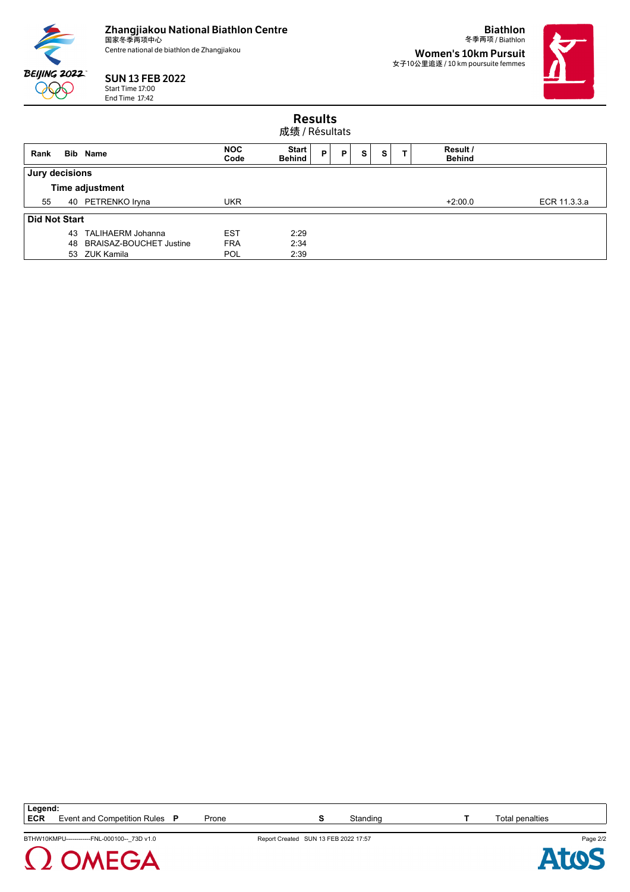Zhangjiakou National Biathlon Centre
国家冬季两项中心
Centre national de biathlon de Zhangjiakou

**SUN 13 FEB 2022**
Start Time 17:00
End Time 17:42

**Biathlon**
冬季两项 / Biathlon

**Women's 10km Pursuit**
女子10公里追逐 / 10 km poursuite femmes

# Results
成绩 / Résultats

| Rank | Bib | Name | NOC Code | Start Behind | P | P | S | S | T | Result / Behind | |
|---|---|---|---|---|---|---|---|---|---|---|---|
| **Jury decisions** | | | | | | | | | | | |
| **Time adjustment** | | | | | | | | | | | |
| 55 | 40 | PETRENKO Iryna | UKR | | | | | | | +2:00.0 | ECR 11.3.3.a |
| **Did Not Start** | | | | | | | | | | | |
| | 43 | TALIHAERM Johanna | EST | 2:29 | | | | | | | |
| | 48 | BRAISAZ-BOUCHET Justine | FRA | 2:34 | | | | | | | |
| | 53 | ZUK Kamila | POL | 2:39 | | | | | | | |

**Legend:**

| | | | | | |
|---|---|---|---|---|---|
| **ECR** Event and Competition Rules | **P** | Prone | **S** | Standing | **T** Total penalties |

BTHW10KMPU------------FNL-000100--_73D v1.0 Report Created SUN 13 FEB 2022 17:57